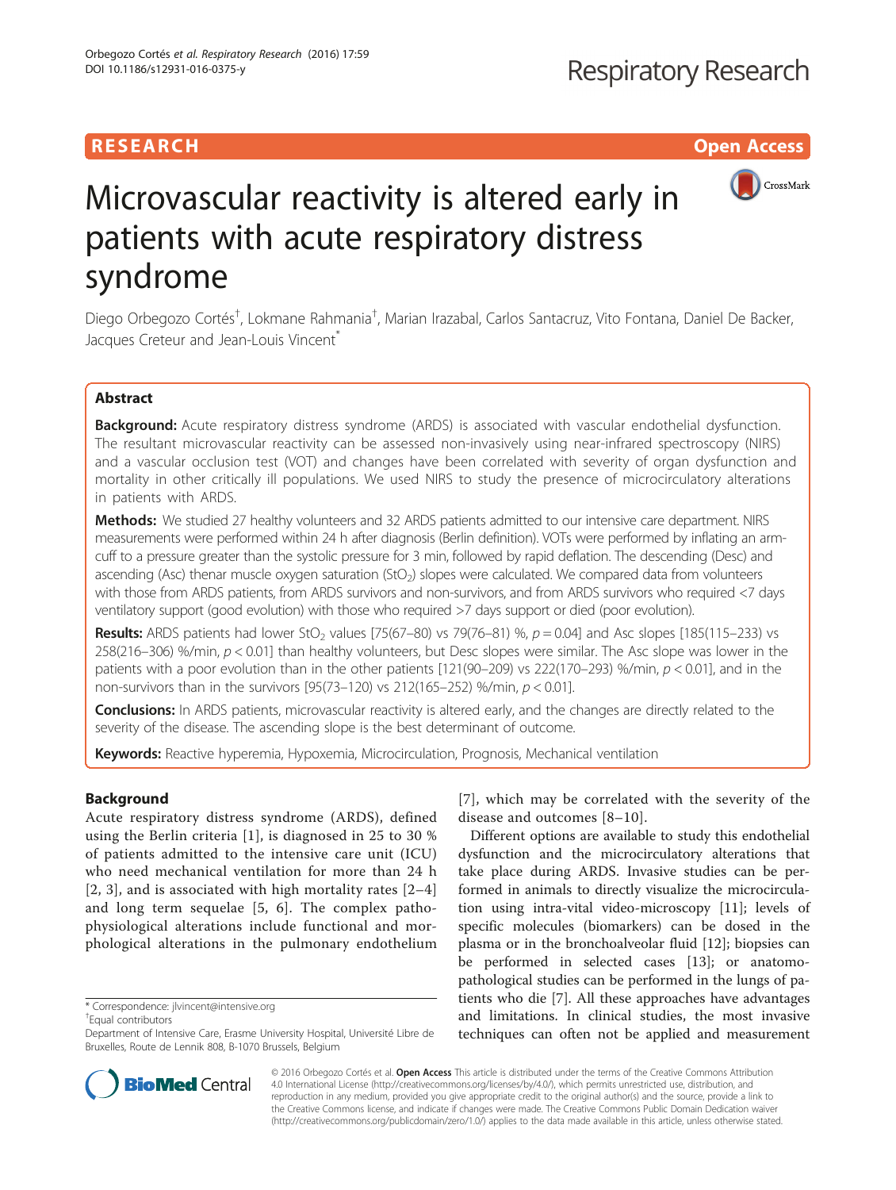RESEARCH Open Access

# Microvascular reactivity is altered early in patients with acute respiratory distress syndrome

Diego Orbegozo Cortés[†], Lokmane Rahmania[†], Marian Irazabal, Carlos Santacruz, Vito Fontana, Daniel De Backer, Jacques Creteur and Jean-Louis Vincent[*]

## Abstract

**Background:** Acute respiratory distress syndrome (ARDS) is associated with vascular endothelial dysfunction. The resultant microvascular reactivity can be assessed non-invasively using near-infrared spectroscopy (NIRS) and a vascular occlusion test (VOT) and changes have been correlated with severity of organ dysfunction and mortality in other critically ill populations. We used NIRS to study the presence of microcirculatory alterations in patients with ARDS.

**Methods:** We studied 27 healthy volunteers and 32 ARDS patients admitted to our intensive care department. NIRS measurements were performed within 24 h after diagnosis (Berlin definition). VOTs were performed by inflating an arm-cuff to a pressure greater than the systolic pressure for 3 min, followed by rapid deflation. The descending (Desc) and ascending (Asc) thenar muscle oxygen saturation ($StO_2$) slopes were calculated. We compared data from volunteers with those from ARDS patients, from ARDS survivors and non-survivors, and from ARDS survivors who required <7 days ventilatory support (good evolution) with those who required >7 days support or died (poor evolution).

**Results:** ARDS patients had lower $StO_2$ values [75(67–80) vs 79(76–81) %, $p = 0.04$] and Asc slopes [185(115–233) vs 258(216–306) %/min, $p < 0.01$] than healthy volunteers, but Desc slopes were similar. The Asc slope was lower in the patients with a poor evolution than in the other patients [121(90–209) vs 222(170–293) %/min, $p < 0.01$], and in the non-survivors than in the survivors [95(73–120) vs 212(165–252) %/min, $p < 0.01$].

**Conclusions:** In ARDS patients, microvascular reactivity is altered early, and the changes are directly related to the severity of the disease. The ascending slope is the best determinant of outcome.

**Keywords:** Reactive hyperemia, Hypoxemia, Microcirculation, Prognosis, Mechanical ventilation

## Background

Acute respiratory distress syndrome (ARDS), defined using the Berlin criteria [1], is diagnosed in 25 to 30 % of patients admitted to the intensive care unit (ICU) who need mechanical ventilation for more than 24 h [2, 3], and is associated with high mortality rates [2–4] and long term sequelae [5, 6]. The complex pathophysiological alterations include functional and morphological alterations in the pulmonary endothelium [7], which may be correlated with the severity of the disease and outcomes [8–10].

Different options are available to study this endothelial dysfunction and the microcirculatory alterations that take place during ARDS. Invasive studies can be performed in animals to directly visualize the microcirculation using intra-vital video-microscopy [11]; levels of specific molecules (biomarkers) can be dosed in the plasma or in the bronchoalveolar fluid [12]; biopsies can be performed in selected cases [13]; or anatomopathological studies can be performed in the lungs of patients who die [7]. All these approaches have advantages and limitations. In clinical studies, the most invasive techniques can often not be applied and measurement

\* Correspondence: jlvincent@intensive.org
†Equal contributors
Department of Intensive Care, Erasme University Hospital, Université Libre de Bruxelles, Route de Lennik 808, B-1070 Brussels, Belgium

© 2016 Orbegozo Cortés et al. **Open Access** This article is distributed under the terms of the Creative Commons Attribution 4.0 International License (http://creativecommons.org/licenses/by/4.0/), which permits unrestricted use, distribution, and reproduction in any medium, provided you give appropriate credit to the original author(s) and the source, provide a link to the Creative Commons license, and indicate if changes were made. The Creative Commons Public Domain Dedication waiver (http://creativecommons.org/publicdomain/zero/1.0/) applies to the data made available in this article, unless otherwise stated.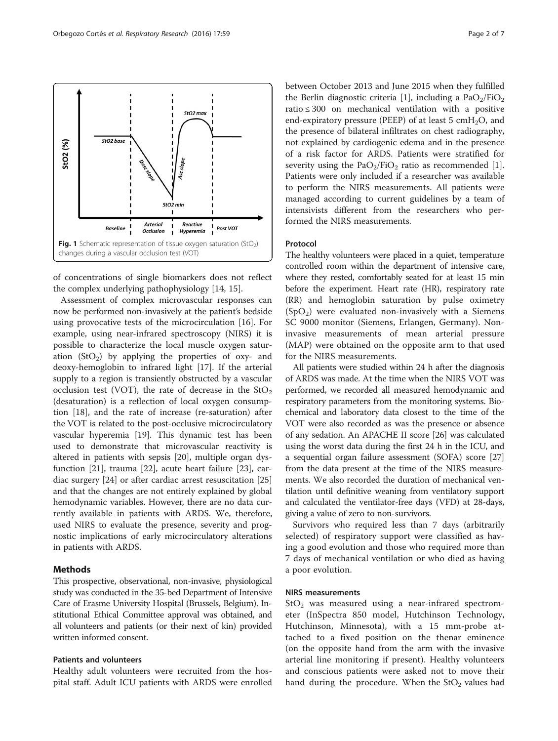Fig. 1 Schematic representation of tissue oxygen saturation ($StO_2$) changes during a vascular occlusion test (VOT)

of concentrations of single biomarkers does not reflect the complex underlying pathophysiology [14, 15].

Assessment of complex microvascular responses can now be performed non-invasively at the patient's bedside using provocative tests of the microcirculation [16]. For example, using near-infrared spectroscopy (NIRS) it is possible to characterize the local muscle oxygen saturation ($StO_2$) by applying the properties of oxy- and deoxy-hemoglobin to infrared light [17]. If the arterial supply to a region is transiently obstructed by a vascular occlusion test (VOT), the rate of decrease in the $StO_2$ (desaturation) is a reflection of local oxygen consumption [18], and the rate of increase (re-saturation) after the VOT is related to the post-occlusive microcirculatory vascular hyperemia [19]. This dynamic test has been used to demonstrate that microvascular reactivity is altered in patients with sepsis [20], multiple organ dysfunction [21], trauma [22], acute heart failure [23], cardiac surgery [24] or after cardiac arrest resuscitation [25] and that the changes are not entirely explained by global hemodynamic variables. However, there are no data currently available in patients with ARDS. We, therefore, used NIRS to evaluate the presence, severity and prognostic implications of early microcirculatory alterations in patients with ARDS.

## Methods

This prospective, observational, non-invasive, physiological study was conducted in the 35-bed Department of Intensive Care of Erasme University Hospital (Brussels, Belgium). Institutional Ethical Committee approval was obtained, and all volunteers and patients (or their next of kin) provided written informed consent.

### Patients and volunteers

Healthy adult volunteers were recruited from the hospital staff. Adult ICU patients with ARDS were enrolled between October 2013 and June 2015 when they fulfilled the Berlin diagnostic criteria [1], including a $PaO_2/FiO_2$ ratio ≤ 300 on mechanical ventilation with a positive end-expiratory pressure (PEEP) of at least 5 $cmH_2O$, and the presence of bilateral infiltrates on chest radiography, not explained by cardiogenic edema and in the presence of a risk factor for ARDS. Patients were stratified for severity using the $PaO_2/FiO_2$ ratio as recommended [1]. Patients were only included if a researcher was available to perform the NIRS measurements. All patients were managed according to current guidelines by a team of intensivists different from the researchers who performed the NIRS measurements.

### Protocol

The healthy volunteers were placed in a quiet, temperature controlled room within the department of intensive care, where they rested, comfortably seated for at least 15 min before the experiment. Heart rate (HR), respiratory rate (RR) and hemoglobin saturation by pulse oximetry ($SpO_2$) were evaluated non-invasively with a Siemens SC 9000 monitor (Siemens, Erlangen, Germany). Non-invasive measurements of mean arterial pressure (MAP) were obtained on the opposite arm to that used for the NIRS measurements.

All patients were studied within 24 h after the diagnosis of ARDS was made. At the time when the NIRS VOT was performed, we recorded all measured hemodynamic and respiratory parameters from the monitoring systems. Biochemical and laboratory data closest to the time of the VOT were also recorded as was the presence or absence of any sedation. An APACHE II score [26] was calculated using the worst data during the first 24 h in the ICU, and a sequential organ failure assessment (SOFA) score [27] from the data present at the time of the NIRS measurements. We also recorded the duration of mechanical ventilation until definitive weaning from ventilatory support and calculated the ventilator-free days (VFD) at 28-days, giving a value of zero to non-survivors.

Survivors who required less than 7 days (arbitrarily selected) of respiratory support were classified as having a good evolution and those who required more than 7 days of mechanical ventilation or who died as having a poor evolution.

### NIRS measurements

$StO_2$ was measured using a near-infrared spectrometer (InSpectra 850 model, Hutchinson Technology, Hutchinson, Minnesota), with a 15 mm-probe attached to a fixed position on the thenar eminence (on the opposite hand from the arm with the invasive arterial line monitoring if present). Healthy volunteers and conscious patients were asked not to move their hand during the procedure. When the $StO_2$ values had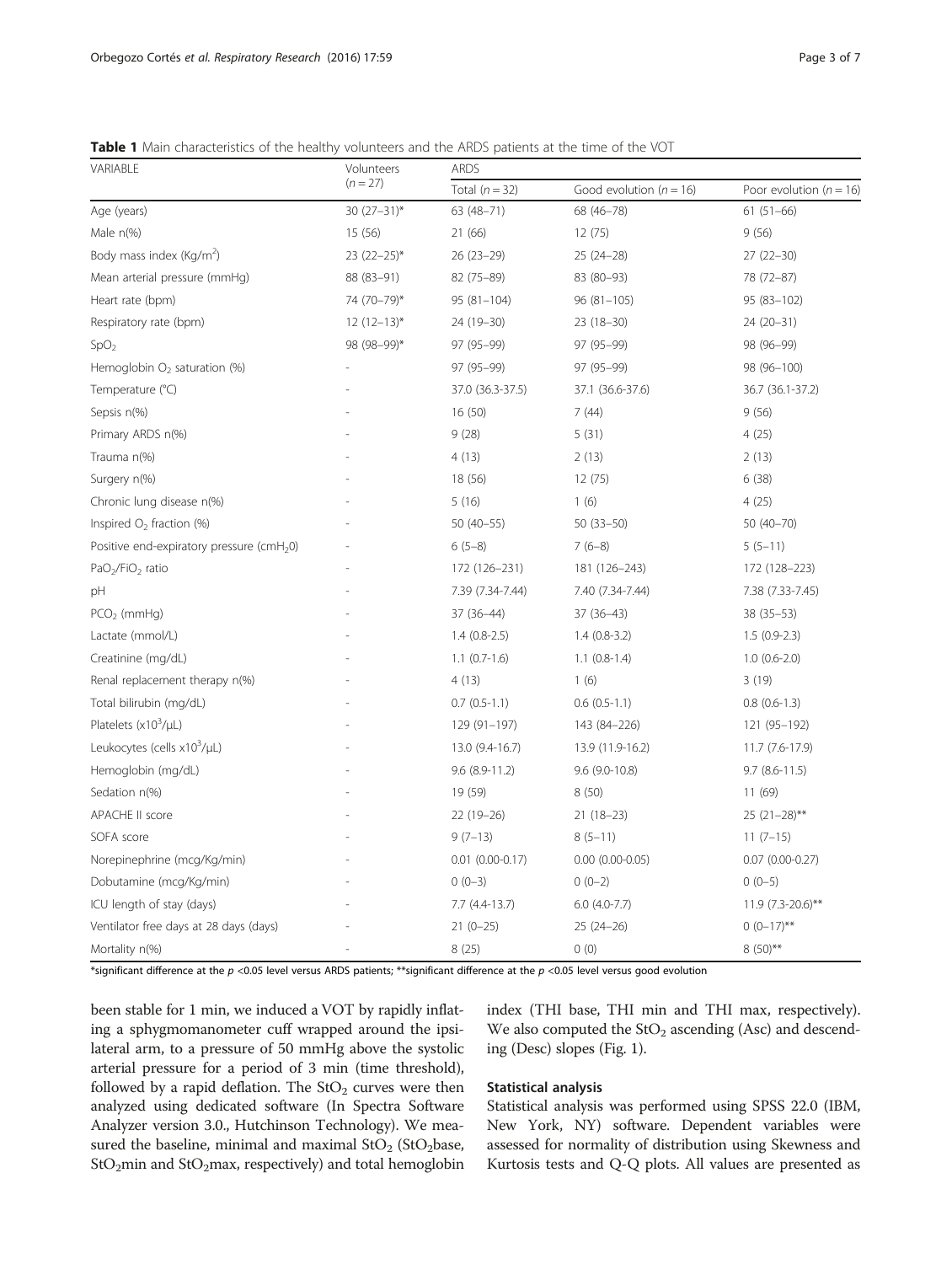**Table 1** Main characteristics of the healthy volunteers and the ARDS patients at the time of the VOT

| VARIABLE | Volunteers ($n = 27$) | ARDS | | |
|---|---|---|---|---|
| | | Total ($n = 32$) | Good evolution ($n = 16$) | Poor evolution ($n = 16$) |
| Age (years) | 30 (27–31)* | 63 (48–71) | 68 (46–78) | 61 (51–66) |
| Male n(%) | 15 (56) | 21 (66) | 12 (75) | 9 (56) |
| Body mass index (Kg/m$^2$) | 23 (22–25)* | 26 (23–29) | 25 (24–28) | 27 (22–30) |
| Mean arterial pressure (mmHg) | 88 (83–91) | 82 (75–89) | 83 (80–93) | 78 (72–87) |
| Heart rate (bpm) | 74 (70–79)* | 95 (81–104) | 96 (81–105) | 95 (83–102) |
| Respiratory rate (bpm) | 12 (12–13)* | 24 (19–30) | 23 (18–30) | 24 (20–31) |
| $SpO_2$ | 98 (98–99)* | 97 (95–99) | 97 (95–99) | 98 (96–99) |
| Hemoglobin $O_2$ saturation (%) | - | 97 (95–99) | 97 (95–99) | 98 (96–100) |
| Temperature (°C) | - | 37.0 (36.3-37.5) | 37.1 (36.6-37.6) | 36.7 (36.1-37.2) |
| Sepsis n(%) | - | 16 (50) | 7 (44) | 9 (56) |
| Primary ARDS n(%) | - | 9 (28) | 5 (31) | 4 (25) |
| Trauma n(%) | - | 4 (13) | 2 (13) | 2 (13) |
| Surgery n(%) | - | 18 (56) | 12 (75) | 6 (38) |
| Chronic lung disease n(%) | - | 5 (16) | 1 (6) | 4 (25) |
| Inspired $O_2$ fraction (%) | - | 50 (40–55) | 50 (33–50) | 50 (40–70) |
| Positive end-expiratory pressure (cm$H_2$0) | - | 6 (5–8) | 7 (6–8) | 5 (5–11) |
| $PaO_2/FiO_2$ ratio | - | 172 (126–231) | 181 (126–243) | 172 (128–223) |
| pH | - | 7.39 (7.34-7.44) | 7.40 (7.34-7.44) | 7.38 (7.33-7.45) |
| $PCO_2$ (mmHg) | - | 37 (36–44) | 37 (36–43) | 38 (35–53) |
| Lactate (mmol/L) | - | 1.4 (0.8-2.5) | 1.4 (0.8-3.2) | 1.5 (0.9-2.3) |
| Creatinine (mg/dL) | - | 1.1 (0.7-1.6) | 1.1 (0.8-1.4) | 1.0 (0.6-2.0) |
| Renal replacement therapy n(%) | - | 4 (13) | 1 (6) | 3 (19) |
| Total bilirubin (mg/dL) | - | 0.7 (0.5-1.1) | 0.6 (0.5-1.1) | 0.8 (0.6-1.3) |
| Platelets (x10$^3$/μL) | - | 129 (91–197) | 143 (84–226) | 121 (95–192) |
| Leukocytes (cells x10$^3$/μL) | - | 13.0 (9.4-16.7) | 13.9 (11.9-16.2) | 11.7 (7.6-17.9) |
| Hemoglobin (mg/dL) | - | 9.6 (8.9-11.2) | 9.6 (9.0-10.8) | 9.7 (8.6-11.5) |
| Sedation n(%) | - | 19 (59) | 8 (50) | 11 (69) |
| APACHE II score | - | 22 (19–26) | 21 (18–23) | 25 (21–28)** |
| SOFA score | - | 9 (7–13) | 8 (5–11) | 11 (7–15) |
| Norepinephrine (mcg/Kg/min) | - | 0.01 (0.00-0.17) | 0.00 (0.00-0.05) | 0.07 (0.00-0.27) |
| Dobutamine (mcg/Kg/min) | - | 0 (0–3) | 0 (0–2) | 0 (0–5) |
| ICU length of stay (days) | - | 7.7 (4.4-13.7) | 6.0 (4.0-7.7) | 11.9 (7.3-20.6)** |
| Ventilator free days at 28 days (days) | - | 21 (0–25) | 25 (24–26) | 0 (0–17)** |
| Mortality n(%) | - | 8 (25) | 0 (0) | 8 (50)** |

*significant difference at the $p < 0.05$ level versus ARDS patients; **significant difference at the $p < 0.05$ level versus good evolution

been stable for 1 min, we induced a VOT by rapidly inflating a sphygmomanometer cuff wrapped around the ipsilateral arm, to a pressure of 50 mmHg above the systolic arterial pressure for a period of 3 min (time threshold), followed by a rapid deflation. The $StO_2$ curves were then analyzed using dedicated software (In Spectra Software Analyzer version 3.0., Hutchinson Technology). We measured the baseline, minimal and maximal $StO_2$ ($StO_2$base, $StO_2$min and $StO_2$max, respectively) and total hemoglobin index (THI base, THI min and THI max, respectively). We also computed the $StO_2$ ascending (Asc) and descending (Desc) slopes (Fig. 1).

### Statistical analysis

Statistical analysis was performed using SPSS 22.0 (IBM, New York, NY) software. Dependent variables were assessed for normality of distribution using Skewness and Kurtosis tests and Q-Q plots. All values are presented as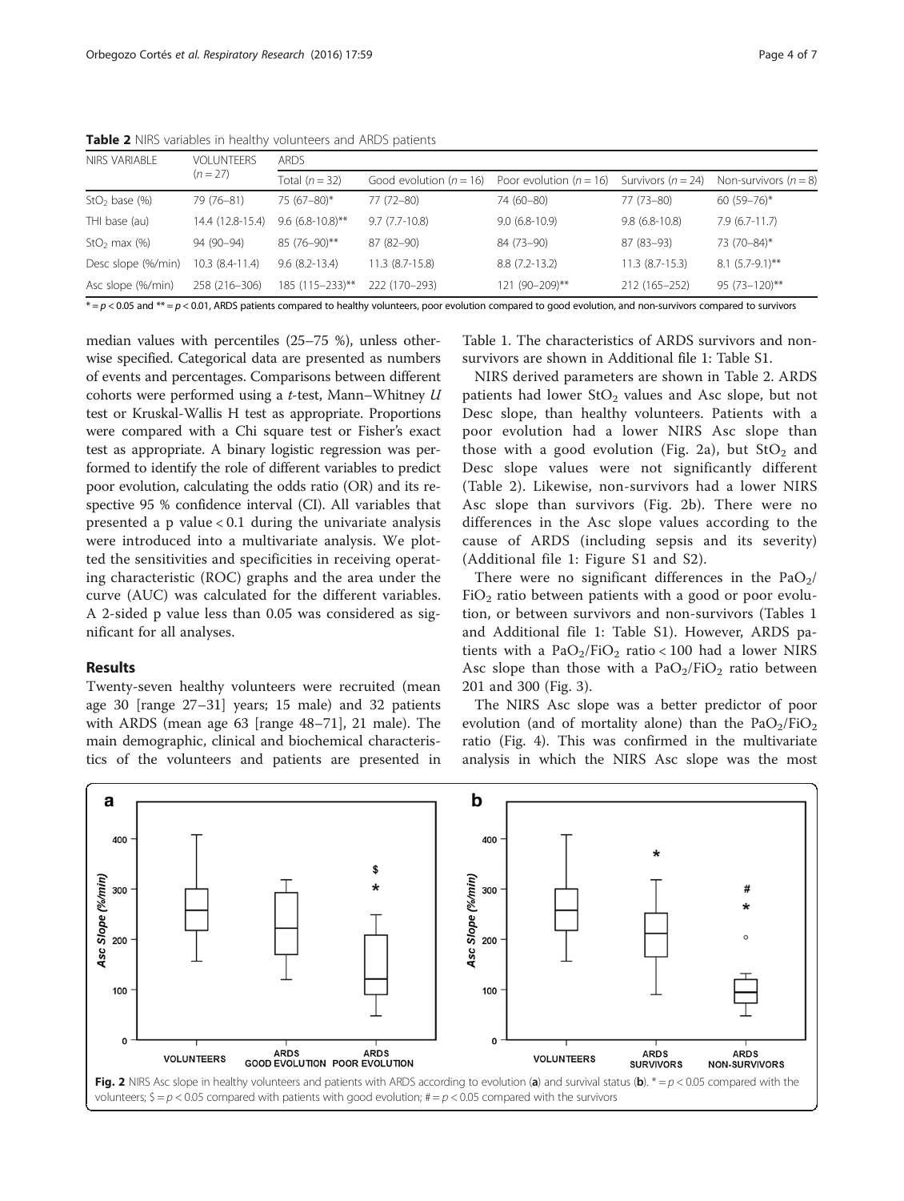**Table 2** NIRS variables in healthy volunteers and ARDS patients

| NIRS VARIABLE | VOLUNTEERS ($n = 27$) | ARDS | | | | |
|---|---|---|---|---|---|---|
| | | Total ($n = 32$) | Good evolution ($n = 16$) | Poor evolution ($n = 16$) | Survivors ($n = 24$) | Non-survivors ($n = 8$) |
| $StO_2$ base (%) | 79 (76–81) | 75 (67–80)* | 77 (72–80) | 74 (60–80) | 77 (73–80) | 60 (59–76)* |
| THI base (au) | 14.4 (12.8-15.4) | 9.6 (6.8-10.8)** | 9.7 (7.7-10.8) | 9.0 (6.8-10.9) | 9.8 (6.8-10.8) | 7.9 (6.7-11.7) |
| $StO_2$ max (%) | 94 (90–94) | 85 (76–90)** | 87 (82–90) | 84 (73–90) | 87 (83–93) | 73 (70–84)* |
| Desc slope (%/min) | 10.3 (8.4-11.4) | 9.6 (8.2-13.4) | 11.3 (8.7-15.8) | 8.8 (7.2-13.2) | 11.3 (8.7-15.3) | 8.1 (5.7-9.1)** |
| Asc slope (%/min) | 258 (216–306) | 185 (115–233)** | 222 (170–293) | 121 (90–209)** | 212 (165–252) | 95 (73–120)** |

* = $p < 0.05$ and ** = $p < 0.01$, ARDS patients compared to healthy volunteers, poor evolution compared to good evolution, and non-survivors compared to survivors

median values with percentiles (25–75 %), unless otherwise specified. Categorical data are presented as numbers of events and percentages. Comparisons between different cohorts were performed using a *t*-test, Mann–Whitney *U* test or Kruskal-Wallis H test as appropriate. Proportions were compared with a Chi square test or Fisher's exact test as appropriate. A binary logistic regression was performed to identify the role of different variables to predict poor evolution, calculating the odds ratio (OR) and its respective 95 % confidence interval (CI). All variables that presented a p value < 0.1 during the univariate analysis were introduced into a multivariate analysis. We plotted the sensitivities and specificities in receiving operating characteristic (ROC) graphs and the area under the curve (AUC) was calculated for the different variables. A 2-sided p value less than 0.05 was considered as significant for all analyses.

## Results

Twenty-seven healthy volunteers were recruited (mean age 30 [range 27–31] years; 15 male) and 32 patients with ARDS (mean age 63 [range 48–71], 21 male). The main demographic, clinical and biochemical characteristics of the volunteers and patients are presented in Table 1. The characteristics of ARDS survivors and non-survivors are shown in Additional file 1: Table S1.

NIRS derived parameters are shown in Table 2. ARDS patients had lower $StO_2$ values and Asc slope, but not Desc slope, than healthy volunteers. Patients with a poor evolution had a lower NIRS Asc slope than those with a good evolution (Fig. 2a), but $StO_2$ and Desc slope values were not significantly different (Table 2). Likewise, non-survivors had a lower NIRS Asc slope than survivors (Fig. 2b). There were no differences in the Asc slope values according to the cause of ARDS (including sepsis and its severity) (Additional file 1: Figure S1 and S2).

There were no significant differences in the $PaO_2/FiO_2$ ratio between patients with a good or poor evolution, or between survivors and non-survivors (Tables 1 and Additional file 1: Table S1). However, ARDS patients with a $PaO_2/FiO_2$ ratio < 100 had a lower NIRS Asc slope than those with a $PaO_2/FiO_2$ ratio between 201 and 300 (Fig. 3).

The NIRS Asc slope was a better predictor of poor evolution (and of mortality alone) than the $PaO_2/FiO_2$ ratio (Fig. 4). This was confirmed in the multivariate analysis in which the NIRS Asc slope was the most

**Fig. 2** NIRS Asc slope in healthy volunteers and patients with ARDS according to evolution (**a**) and survival status (**b**). * = $p < 0.05$ compared with the volunteers; $ = $p < 0.05$ compared with patients with good evolution; # = $p < 0.05$ compared with the survivors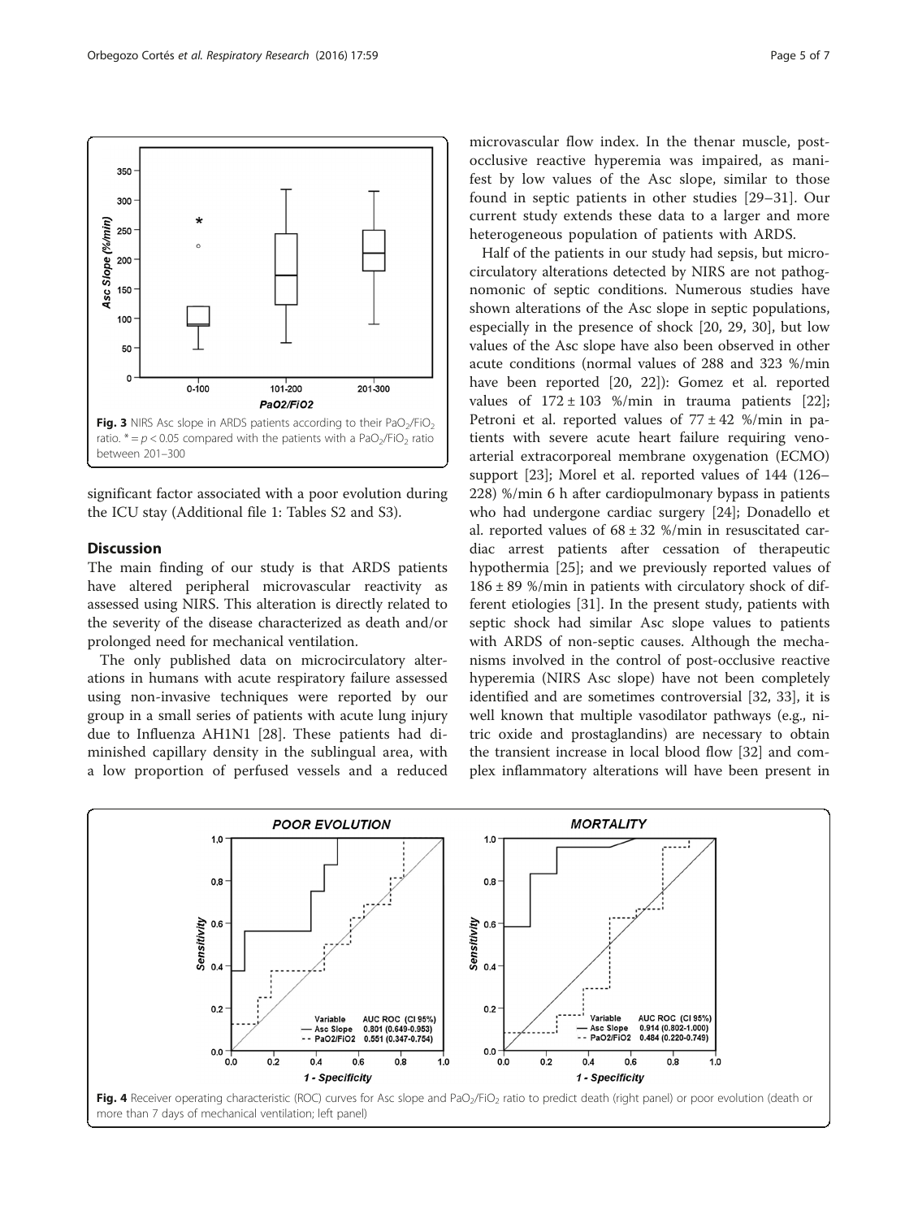Fig. 3 NIRS Asc slope in ARDS patients according to their $PaO_2/FiO_2$ ratio. * = $p < 0.05$ compared with the patients with a $PaO_2/FiO_2$ ratio between 201–300

significant factor associated with a poor evolution during the ICU stay (Additional file 1: Tables S2 and S3).

## Discussion

The main finding of our study is that ARDS patients have altered peripheral microvascular reactivity as assessed using NIRS. This alteration is directly related to the severity of the disease characterized as death and/or prolonged need for mechanical ventilation.

The only published data on microcirculatory alterations in humans with acute respiratory failure assessed using non-invasive techniques were reported by our group in a small series of patients with acute lung injury due to Influenza AH1N1 [28]. These patients had diminished capillary density in the sublingual area, with a low proportion of perfused vessels and a reduced microvascular flow index. In the thenar muscle, post-occlusive reactive hyperemia was impaired, as manifest by low values of the Asc slope, similar to those found in septic patients in other studies [29–31]. Our current study extends these data to a larger and more heterogeneous population of patients with ARDS.

Half of the patients in our study had sepsis, but microcirculatory alterations detected by NIRS are not pathognomonic of septic conditions. Numerous studies have shown alterations of the Asc slope in septic populations, especially in the presence of shock [20, 29, 30], but low values of the Asc slope have also been observed in other acute conditions (normal values of 288 and 323 %/min have been reported [20, 22]): Gomez et al. reported values of $172 \pm 103$ %/min in trauma patients [22]; Petroni et al. reported values of $77 \pm 42$ %/min in patients with severe acute heart failure requiring veno-arterial extracorporeal membrane oxygenation (ECMO) support [23]; Morel et al. reported values of 144 (126–228) %/min 6 h after cardiopulmonary bypass in patients who had undergone cardiac surgery [24]; Donadello et al. reported values of $68 \pm 32$ %/min in resuscitated cardiac arrest patients after cessation of therapeutic hypothermia [25]; and we previously reported values of $186 \pm 89$ %/min in patients with circulatory shock of different etiologies [31]. In the present study, patients with septic shock had similar Asc slope values to patients with ARDS of non-septic causes. Although the mechanisms involved in the control of post-occlusive reactive hyperemia (NIRS Asc slope) have not been completely identified and are sometimes controversial [32, 33], it is well known that multiple vasodilator pathways (e.g., nitric oxide and prostaglandins) are necessary to obtain the transient increase in local blood flow [32] and complex inflammatory alterations will have been present in

Fig. 4 Receiver operating characteristic (ROC) curves for Asc slope and $PaO_2/FiO_2$ ratio to predict death (right panel) or poor evolution (death or more than 7 days of mechanical ventilation; left panel)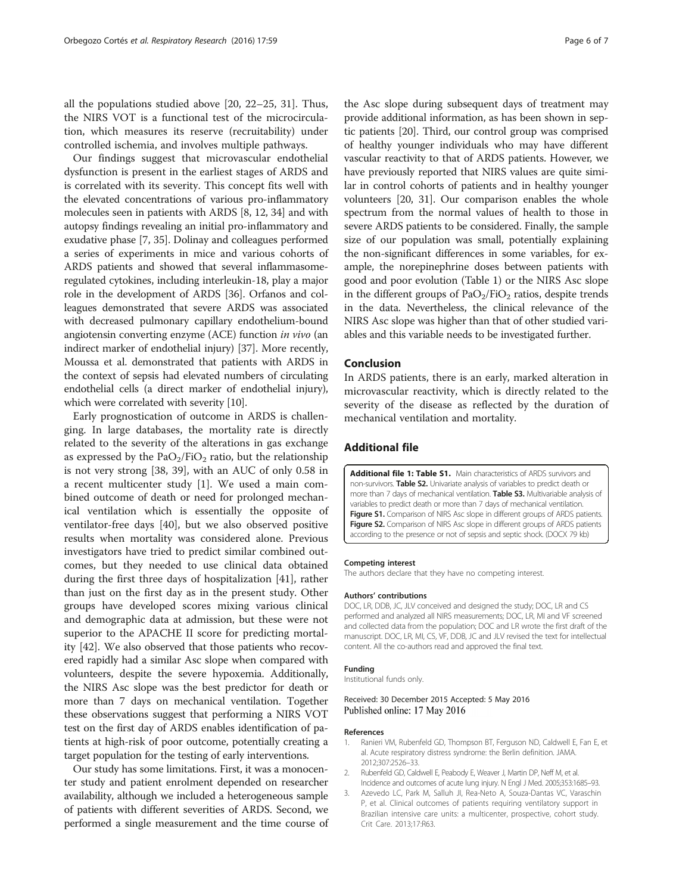all the populations studied above [20, 22–25, 31]. Thus, the NIRS VOT is a functional test of the microcirculation, which measures its reserve (recruitability) under controlled ischemia, and involves multiple pathways.

Our findings suggest that microvascular endothelial dysfunction is present in the earliest stages of ARDS and is correlated with its severity. This concept fits well with the elevated concentrations of various pro-inflammatory molecules seen in patients with ARDS [8, 12, 34] and with autopsy findings revealing an initial pro-inflammatory and exudative phase [7, 35]. Dolinay and colleagues performed a series of experiments in mice and various cohorts of ARDS patients and showed that several inflammasome-regulated cytokines, including interleukin-18, play a major role in the development of ARDS [36]. Orfanos and colleagues demonstrated that severe ARDS was associated with decreased pulmonary capillary endothelium-bound angiotensin converting enzyme (ACE) function *in vivo* (an indirect marker of endothelial injury) [37]. More recently, Moussa et al. demonstrated that patients with ARDS in the context of sepsis had elevated numbers of circulating endothelial cells (a direct marker of endothelial injury), which were correlated with severity [10].

Early prognostication of outcome in ARDS is challenging. In large databases, the mortality rate is directly related to the severity of the alterations in gas exchange as expressed by the $PaO_2/FiO_2$ ratio, but the relationship is not very strong [38, 39], with an AUC of only 0.58 in a recent multicenter study [1]. We used a main combined outcome of death or need for prolonged mechanical ventilation which is essentially the opposite of ventilator-free days [40], but we also observed positive results when mortality was considered alone. Previous investigators have tried to predict similar combined outcomes, but they needed to use clinical data obtained during the first three days of hospitalization [41], rather than just on the first day as in the present study. Other groups have developed scores mixing various clinical and demographic data at admission, but these were not superior to the APACHE II score for predicting mortality [42]. We also observed that those patients who recovered rapidly had a similar Asc slope when compared with volunteers, despite the severe hypoxemia. Additionally, the NIRS Asc slope was the best predictor for death or more than 7 days on mechanical ventilation. Together these observations suggest that performing a NIRS VOT test on the first day of ARDS enables identification of patients at high-risk of poor outcome, potentially creating a target population for the testing of early interventions.

Our study has some limitations. First, it was a monocenter study and patient enrolment depended on researcher availability, although we included a heterogeneous sample of patients with different severities of ARDS. Second, we performed a single measurement and the time course of the Asc slope during subsequent days of treatment may provide additional information, as has been shown in septic patients [20]. Third, our control group was comprised of healthy younger individuals who may have different vascular reactivity to that of ARDS patients. However, we have previously reported that NIRS values are quite similar in control cohorts of patients and in healthy younger volunteers [20, 31]. Our comparison enables the whole spectrum from the normal values of health to those in severe ARDS patients to be considered. Finally, the sample size of our population was small, potentially explaining the non-significant differences in some variables, for example, the norepinephrine doses between patients with good and poor evolution (Table 1) or the NIRS Asc slope in the different groups of $PaO_2/FiO_2$ ratios, despite trends in the data. Nevertheless, the clinical relevance of the NIRS Asc slope was higher than that of other studied variables and this variable needs to be investigated further.

## Conclusion

In ARDS patients, there is an early, marked alteration in microvascular reactivity, which is directly related to the severity of the disease as reflected by the duration of mechanical ventilation and mortality.

## Additional file

**Additional file 1: Table S1.** Main characteristics of ARDS survivors and non-survivors. **Table S2.** Univariate analysis of variables to predict death or more than 7 days of mechanical ventilation. **Table S3.** Multivariable analysis of variables to predict death or more than 7 days of mechanical ventilation. **Figure S1.** Comparison of NIRS Asc slope in different groups of ARDS patients. **Figure S2.** Comparison of NIRS Asc slope in different groups of ARDS patients according to the presence or not of sepsis and septic shock. (DOCX 79 kb)

#### Competing interest

The authors declare that they have no competing interest.

#### Authors' contributions

DOC, LR, DDB, JC, JLV conceived and designed the study; DOC, LR and CS performed and analyzed all NIRS measurements; DOC, LR, MI and VF screened and collected data from the population; DOC and LR wrote the first draft of the manuscript. DOC, LR, MI, CS, VF, DDB, JC and JLV revised the text for intellectual content. All the co-authors read and approved the final text.

#### Funding

Institutional funds only.

Received: 30 December 2015 Accepted: 5 May 2016
Published online: 17 May 2016

#### References

1. Ranieri VM, Rubenfeld GD, Thompson BT, Ferguson ND, Caldwell E, Fan E, et al. Acute respiratory distress syndrome: the Berlin definition. JAMA. 2012;307:2526–33.
2. Rubenfeld GD, Caldwell E, Peabody E, Weaver J, Martin DP, Neff M, et al. Incidence and outcomes of acute lung injury. N Engl J Med. 2005;353:1685–93.
3. Azevedo LC, Park M, Salluh JI, Rea-Neto A, Souza-Dantas VC, Varaschin P, et al. Clinical outcomes of patients requiring ventilatory support in Brazilian intensive care units: a multicenter, prospective, cohort study. Crit Care. 2013;17:R63.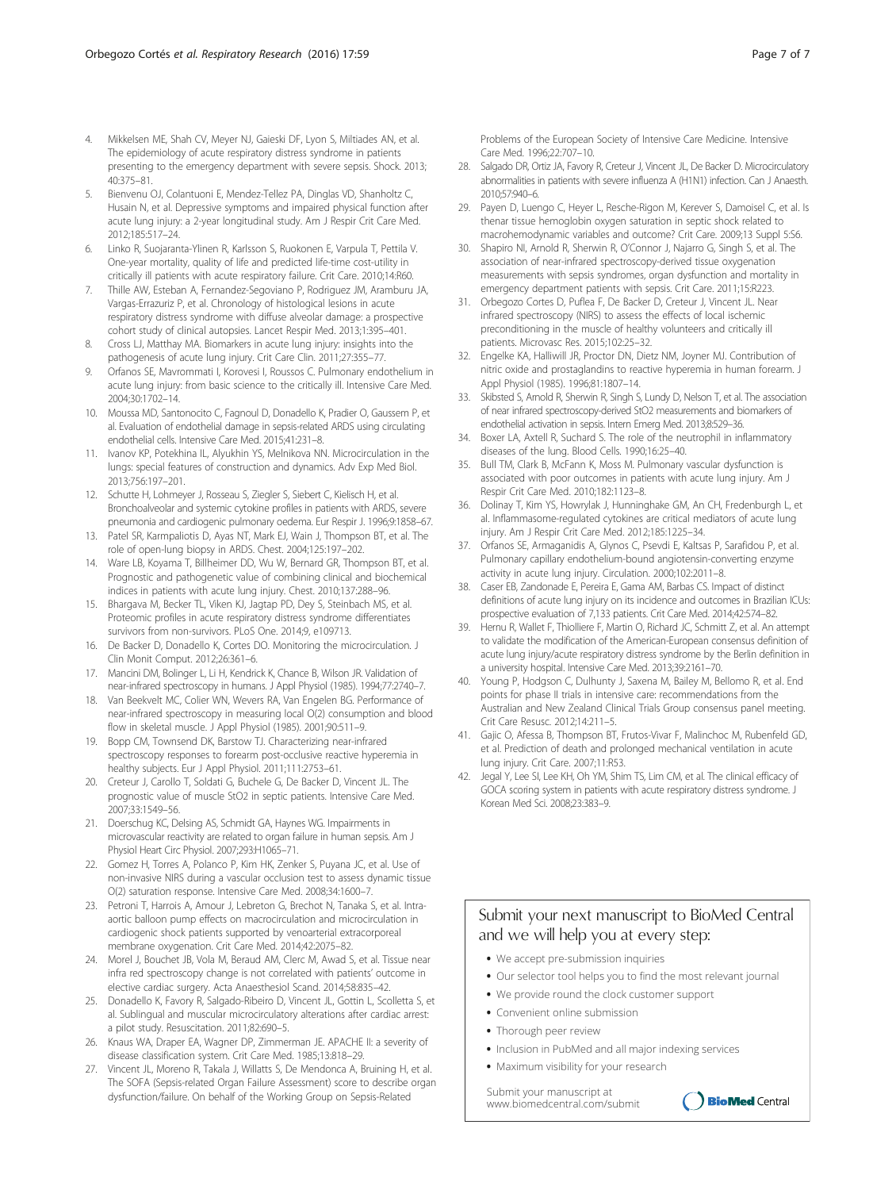4. Mikkelsen ME, Shah CV, Meyer NJ, Gaieski DF, Lyon S, Miltiades AN, et al. The epidemiology of acute respiratory distress syndrome in patients presenting to the emergency department with severe sepsis. Shock. 2013; 40:375–81.
5. Bienvenu OJ, Colantuoni E, Mendez-Tellez PA, Dinglas VD, Shanholtz C, Husain N, et al. Depressive symptoms and impaired physical function after acute lung injury: a 2-year longitudinal study. Am J Respir Crit Care Med. 2012;185:517–24.
6. Linko R, Suojaranta-Ylinen R, Karlsson S, Ruokonen E, Varpula T, Pettila V. One-year mortality, quality of life and predicted life-time cost-utility in critically ill patients with acute respiratory failure. Crit Care. 2010;14:R60.
7. Thille AW, Esteban A, Fernandez-Segoviano P, Rodriguez JM, Aramburu JA, Vargas-Errazuriz P, et al. Chronology of histological lesions in acute respiratory distress syndrome with diffuse alveolar damage: a prospective cohort study of clinical autopsies. Lancet Respir Med. 2013;1:395–401.
8. Cross LJ, Matthay MA. Biomarkers in acute lung injury: insights into the pathogenesis of acute lung injury. Crit Care Clin. 2011;27:355–77.
9. Orfanos SE, Mavrommati I, Korovesi I, Roussos C. Pulmonary endothelium in acute lung injury: from basic science to the critically ill. Intensive Care Med. 2004;30:1702–14.
10. Moussa MD, Santonocito C, Fagnoul D, Donadello K, Pradier O, Gaussem P, et al. Evaluation of endothelial damage in sepsis-related ARDS using circulating endothelial cells. Intensive Care Med. 2015;41:231–8.
11. Ivanov KP, Potekhina IL, Alyukhin YS, Melnikova NN. Microcirculation in the lungs: special features of construction and dynamics. Adv Exp Med Biol. 2013;756:197–201.
12. Schutte H, Lohmeyer J, Rosseau S, Ziegler S, Siebert C, Kielisch H, et al. Bronchoalveolar and systemic cytokine profiles in patients with ARDS, severe pneumonia and cardiogenic pulmonary oedema. Eur Respir J. 1996;9:1858–67.
13. Patel SR, Karmpaliotis D, Ayas NT, Mark EJ, Wain J, Thompson BT, et al. The role of open-lung biopsy in ARDS. Chest. 2004;125:197–202.
14. Ware LB, Koyama T, Billheimer DD, Wu W, Bernard GR, Thompson BT, et al. Prognostic and pathogenetic value of combining clinical and biochemical indices in patients with acute lung injury. Chest. 2010;137:288–96.
15. Bhargava M, Becker TL, Viken KJ, Jagtap PD, Dey S, Steinbach MS, et al. Proteomic profiles in acute respiratory distress syndrome differentiates survivors from non-survivors. PLoS One. 2014;9, e109713.
16. De Backer D, Donadello K, Cortes DO. Monitoring the microcirculation. J Clin Monit Comput. 2012;26:361–6.
17. Mancini DM, Bolinger L, Li H, Kendrick K, Chance B, Wilson JR. Validation of near-infrared spectroscopy in humans. J Appl Physiol (1985). 1994;77:2740–7.
18. Van Beekvelt MC, Colier WN, Wevers RA, Van Engelen BG. Performance of near-infrared spectroscopy in measuring local O(2) consumption and blood flow in skeletal muscle. J Appl Physiol (1985). 2001;90:511–9.
19. Bopp CM, Townsend DK, Barstow TJ. Characterizing near-infrared spectroscopy responses to forearm post-occlusive reactive hyperemia in healthy subjects. Eur J Appl Physiol. 2011;111:2753–61.
20. Creteur J, Carollo T, Soldati G, Buchele G, De Backer D, Vincent JL. The prognostic value of muscle StO2 in septic patients. Intensive Care Med. 2007;33:1549–56.
21. Doerschug KC, Delsing AS, Schmidt GA, Haynes WG. Impairments in microvascular reactivity are related to organ failure in human sepsis. Am J Physiol Heart Circ Physiol. 2007;293:H1065–71.
22. Gomez H, Torres A, Polanco P, Kim HK, Zenker S, Puyana JC, et al. Use of non-invasive NIRS during a vascular occlusion test to assess dynamic tissue O(2) saturation response. Intensive Care Med. 2008;34:1600–7.
23. Petroni T, Harrois A, Amour J, Lebreton G, Brechot N, Tanaka S, et al. Intra-aortic balloon pump effects on macrocirculation and microcirculation in cardiogenic shock patients supported by venoarterial extracorporeal membrane oxygenation. Crit Care Med. 2014;42:2075–82.
24. Morel J, Bouchet JB, Vola M, Beraud AM, Clerc M, Awad S, et al. Tissue near infra red spectroscopy change is not correlated with patients' outcome in elective cardiac surgery. Acta Anaesthesiol Scand. 2014;58:835–42.
25. Donadello K, Favory R, Salgado-Ribeiro D, Vincent JL, Gottin L, Scolletta S, et al. Sublingual and muscular microcirculatory alterations after cardiac arrest: a pilot study. Resuscitation. 2011;82:690–5.
26. Knaus WA, Draper EA, Wagner DP, Zimmerman JE. APACHE II: a severity of disease classification system. Crit Care Med. 1985;13:818–29.
27. Vincent JL, Moreno R, Takala J, Willatts S, De Mendonca A, Bruining H, et al. The SOFA (Sepsis-related Organ Failure Assessment) score to describe organ dysfunction/failure. On behalf of the Working Group on Sepsis-Related Problems of the European Society of Intensive Care Medicine. Intensive Care Med. 1996;22:707–10.
28. Salgado DR, Ortiz JA, Favory R, Creteur J, Vincent JL, De Backer D. Microcirculatory abnormalities in patients with severe influenza A (H1N1) infection. Can J Anaesth. 2010;57:940–6.
29. Payen D, Luengo C, Heyer L, Resche-Rigon M, Kerever S, Damoisel C, et al. Is thenar tissue hemoglobin oxygen saturation in septic shock related to macrohemodynamic variables and outcome? Crit Care. 2009;13 Suppl 5:S6.
30. Shapiro NI, Arnold R, Sherwin R, O'Connor J, Najarro G, Singh S, et al. The association of near-infrared spectroscopy-derived tissue oxygenation measurements with sepsis syndromes, organ dysfunction and mortality in emergency department patients with sepsis. Crit Care. 2011;15:R223.
31. Orbegozo Cortes D, Puflea F, De Backer D, Creteur J, Vincent JL. Near infrared spectroscopy (NIRS) to assess the effects of local ischemic preconditioning in the muscle of healthy volunteers and critically ill patients. Microvasc Res. 2015;102:25–32.
32. Engelke KA, Halliwill JR, Proctor DN, Dietz NM, Joyner MJ. Contribution of nitric oxide and prostaglandins to reactive hyperemia in human forearm. J Appl Physiol (1985). 1996;81:1807–14.
33. Skibsted S, Arnold R, Sherwin R, Singh S, Lundy D, Nelson T, et al. The association of near infrared spectroscopy-derived StO2 measurements and biomarkers of endothelial activation in sepsis. Intern Emerg Med. 2013;8:529–36.
34. Boxer LA, Axtell R, Suchard S. The role of the neutrophil in inflammatory diseases of the lung. Blood Cells. 1990;16:25–40.
35. Bull TM, Clark B, McFann K, Moss M. Pulmonary vascular dysfunction is associated with poor outcomes in patients with acute lung injury. Am J Respir Crit Care Med. 2010;182:1123–8.
36. Dolinay T, Kim YS, Howrylak J, Hunninghake GM, An CH, Fredenburgh L, et al. Inflammasome-regulated cytokines are critical mediators of acute lung injury. Am J Respir Crit Care Med. 2012;185:1225–34.
37. Orfanos SE, Armaganidis A, Glynos C, Psevdi E, Kaltsas P, Sarafidou P, et al. Pulmonary capillary endothelium-bound angiotensin-converting enzyme activity in acute lung injury. Circulation. 2000;102:2011–8.
38. Caser EB, Zandonade E, Pereira E, Gama AM, Barbas CS. Impact of distinct definitions of acute lung injury on its incidence and outcomes in Brazilian ICUs: prospective evaluation of 7,133 patients. Crit Care Med. 2014;42:574–82.
39. Hernu R, Wallet F, Thiolliere F, Martin O, Richard JC, Schmitt Z, et al. An attempt to validate the modification of the American-European consensus definition of acute lung injury/acute respiratory distress syndrome by the Berlin definition in a university hospital. Intensive Care Med. 2013;39:2161–70.
40. Young P, Hodgson C, Dulhunty J, Saxena M, Bailey M, Bellomo R, et al. End points for phase II trials in intensive care: recommendations from the Australian and New Zealand Clinical Trials Group consensus panel meeting. Crit Care Resusc. 2012;14:211–5.
41. Gajic O, Afessa B, Thompson BT, Frutos-Vivar F, Malinchoc M, Rubenfeld GD, et al. Prediction of death and prolonged mechanical ventilation in acute lung injury. Crit Care. 2007;11:R53.
42. Jegal Y, Lee SI, Lee KH, Oh YM, Shim TS, Lim CM, et al. The clinical efficacy of GOCA scoring system in patients with acute respiratory distress syndrome. J Korean Med Sci. 2008;23:383–9.

## Submit your next manuscript to BioMed Central and we will help you at every step:

- We accept pre-submission inquiries
- Our selector tool helps you to find the most relevant journal
- We provide round the clock customer support
- Convenient online submission
- Thorough peer review
- Inclusion in PubMed and all major indexing services
- Maximum visibility for your research

Submit your manuscript at
www.biomedcentral.com/submit

BioMed Central